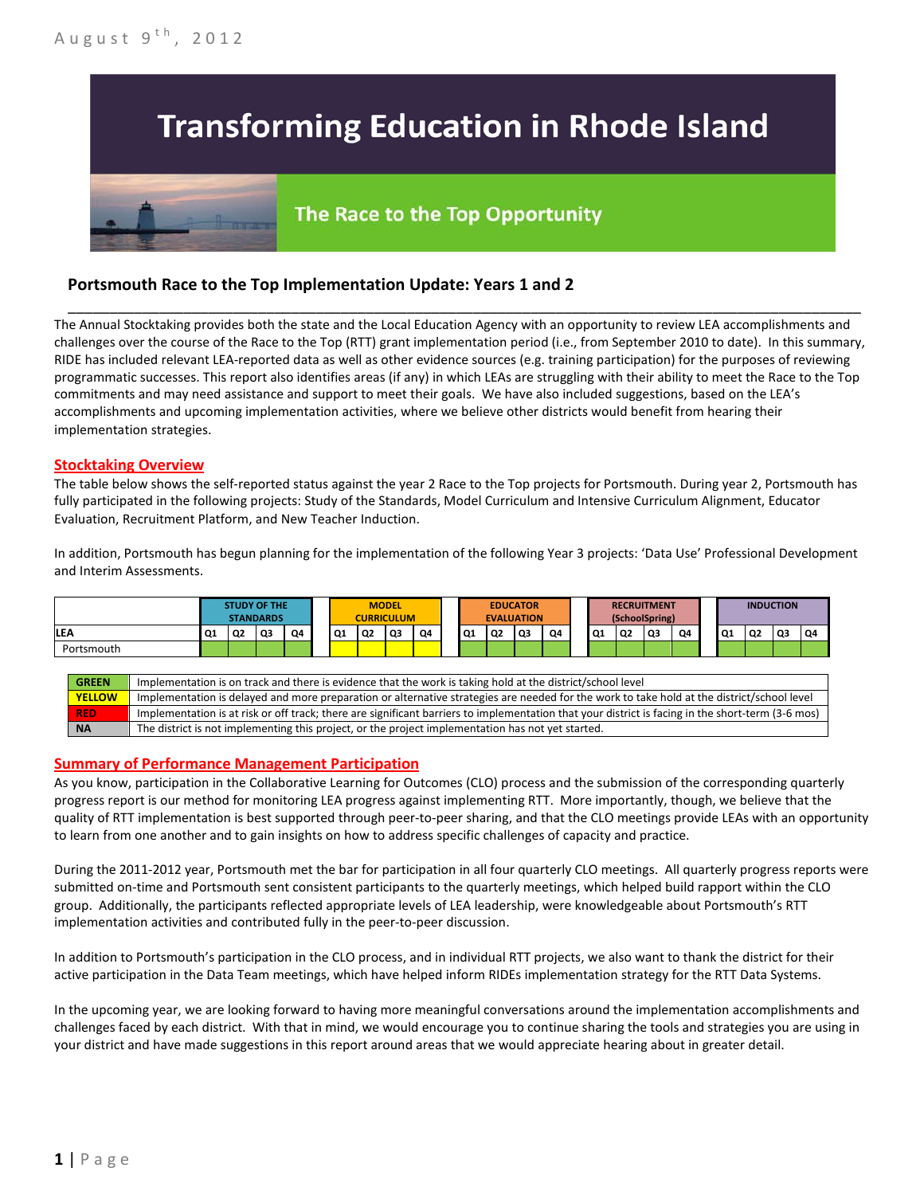August 9th, 2012

# Transforming Education in Rhode Island

## The Race to the Top Opportunity

### Portsmouth Race to the Top Implementation Update: Years 1 and 2

The Annual Stocktaking provides both the state and the Local Education Agency with an opportunity to review LEA accomplishments and challenges over the course of the Race to the Top (RTT) grant implementation period (i.e., from September 2010 to date). In this summary, RIDE has included relevant LEA-reported data as well as other evidence sources (e.g. training participation) for the purposes of reviewing programmatic successes. This report also identifies areas (if any) in which LEAs are struggling with their ability to meet the Race to the Top commitments and may need assistance and support to meet their goals. We have also included suggestions, based on the LEA's accomplishments and upcoming implementation activities, where we believe other districts would benefit from hearing their implementation strategies.

## Stocktaking Overview

The table below shows the self-reported status against the year 2 Race to the Top projects for Portsmouth. During year 2, Portsmouth has fully participated in the following projects: Study of the Standards, Model Curriculum and Intensive Curriculum Alignment, Educator Evaluation, Recruitment Platform, and New Teacher Induction.

In addition, Portsmouth has begun planning for the implementation of the following Year 3 projects: 'Data Use' Professional Development and Interim Assessments.

| | STUDY OF THE STANDARDS | | | | MODEL CURRICULUM | | | | EDUCATOR EVALUATION | | | | RECRUITMENT (SchoolSpring) | | | | INDUCTION | | | |
|---|---|---|---|---|---|---|---|---|---|---|---|---|---|---|---|---|---|---|---|---|
| LEA | Q1 | Q2 | Q3 | Q4 | Q1 | Q2 | Q3 | Q4 | Q1 | Q2 | Q3 | Q4 | Q1 | Q2 | Q3 | Q4 | Q1 | Q2 | Q3 | Q4 |
| Portsmouth | Green | Green | Green | Green | Yellow | Yellow | Yellow | Yellow | Green | Green | Green | Green | Green | Green | Green | Green | Green | Green | Green | Green |

| | |
|---|---|
| GREEN | Implementation is on track and there is evidence that the work is taking hold at the district/school level |
| YELLOW | Implementation is delayed and more preparation or alternative strategies are needed for the work to take hold at the district/school level |
| RED | Implementation is at risk or off track; there are significant barriers to implementation that your district is facing in the short-term (3-6 mos) |
| NA | The district is not implementing this project, or the project implementation has not yet started. |

## Summary of Performance Management Participation

As you know, participation in the Collaborative Learning for Outcomes (CLO) process and the submission of the corresponding quarterly progress report is our method for monitoring LEA progress against implementing RTT. More importantly, though, we believe that the quality of RTT implementation is best supported through peer-to-peer sharing, and that the CLO meetings provide LEAs with an opportunity to learn from one another and to gain insights on how to address specific challenges of capacity and practice.

During the 2011-2012 year, Portsmouth met the bar for participation in all four quarterly CLO meetings. All quarterly progress reports were submitted on-time and Portsmouth sent consistent participants to the quarterly meetings, which helped build rapport within the CLO group. Additionally, the participants reflected appropriate levels of LEA leadership, were knowledgeable about Portsmouth's RTT implementation activities and contributed fully in the peer-to-peer discussion.

In addition to Portsmouth's participation in the CLO process, and in individual RTT projects, we also want to thank the district for their active participation in the Data Team meetings, which have helped inform RIDEs implementation strategy for the RTT Data Systems.

In the upcoming year, we are looking forward to having more meaningful conversations around the implementation accomplishments and challenges faced by each district. With that in mind, we would encourage you to continue sharing the tools and strategies you are using in your district and have made suggestions in this report around areas that we would appreciate hearing about in greater detail.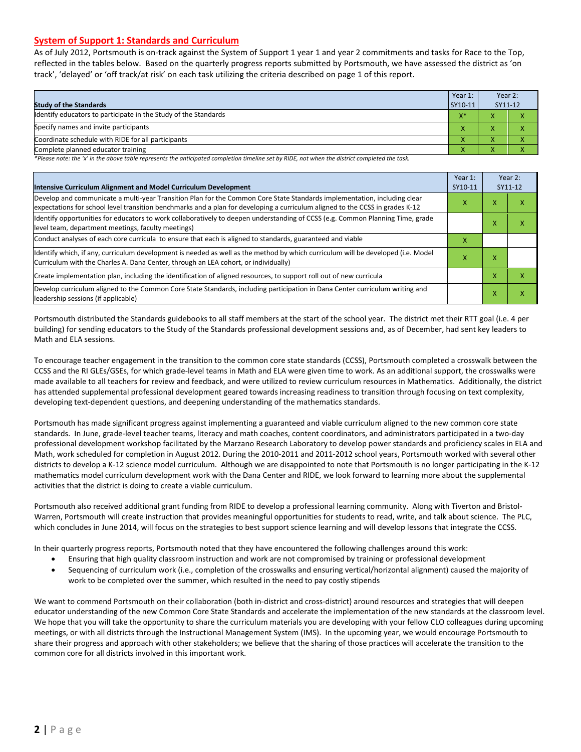## System of Support 1: Standards and Curriculum

As of July 2012, Portsmouth is on-track against the System of Support 1 year 1 and year 2 commitments and tasks for Race to the Top, reflected in the tables below. Based on the quarterly progress reports submitted by Portsmouth, we have assessed the district as 'on track', 'delayed' or 'off track/at risk' on each task utilizing the criteria described on page 1 of this report.

| Study of the Standards | Year 1: SY10-11 | Year 2: SY11-12 | |
|---|---|---|---|
| Identify educators to participate in the Study of the Standards | X* | X | X |
| Specify names and invite participants | X | X | X |
| Coordinate schedule with RIDE for all participants | X | X | X |
| Complete planned educator training | X | X | X |

*Please note: the 'x' in the above table represents the anticipated completion timeline set by RIDE, not when the district completed the task.*

| Intensive Curriculum Alignment and Model Curriculum Development | Year 1: SY10-11 | Year 2: SY11-12 | |
|---|---|---|---|
| Develop and communicate a multi-year Transition Plan for the Common Core State Standards implementation, including clear expectations for school level transition benchmarks and a plan for developing a curriculum aligned to the CCSS in grades K-12 | X | X | X |
| Identify opportunities for educators to work collaboratively to deepen understanding of CCSS (e.g. Common Planning Time, grade level team, department meetings, faculty meetings) | | X | X |
| Conduct analyses of each core curricula to ensure that each is aligned to standards, guaranteed and viable | X | | |
| Identify which, if any, curriculum development is needed as well as the method by which curriculum will be developed (i.e. Model Curriculum with the Charles A. Dana Center, through an LEA cohort, or individually) | X | X | |
| Create implementation plan, including the identification of aligned resources, to support roll out of new curricula | | X | X |
| Develop curriculum aligned to the Common Core State Standards, including participation in Dana Center curriculum writing and leadership sessions (if applicable) | | X | X |

Portsmouth distributed the Standards guidebooks to all staff members at the start of the school year. The district met their RTT goal (i.e. 4 per building) for sending educators to the Study of the Standards professional development sessions and, as of December, had sent key leaders to Math and ELA sessions.

To encourage teacher engagement in the transition to the common core state standards (CCSS), Portsmouth completed a crosswalk between the CCSS and the RI GLEs/GSEs, for which grade-level teams in Math and ELA were given time to work. As an additional support, the crosswalks were made available to all teachers for review and feedback, and were utilized to review curriculum resources in Mathematics. Additionally, the district has attended supplemental professional development geared towards increasing readiness to transition through focusing on text complexity, developing text-dependent questions, and deepening understanding of the mathematics standards.

Portsmouth has made significant progress against implementing a guaranteed and viable curriculum aligned to the new common core state standards. In June, grade-level teacher teams, literacy and math coaches, content coordinators, and administrators participated in a two-day professional development workshop facilitated by the Marzano Research Laboratory to develop power standards and proficiency scales in ELA and Math, work scheduled for completion in August 2012. During the 2010-2011 and 2011-2012 school years, Portsmouth worked with several other districts to develop a K-12 science model curriculum. Although we are disappointed to note that Portsmouth is no longer participating in the K-12 mathematics model curriculum development work with the Dana Center and RIDE, we look forward to learning more about the supplemental activities that the district is doing to create a viable curriculum.

Portsmouth also received additional grant funding from RIDE to develop a professional learning community. Along with Tiverton and Bristol-Warren, Portsmouth will create instruction that provides meaningful opportunities for students to read, write, and talk about science. The PLC, which concludes in June 2014, will focus on the strategies to best support science learning and will develop lessons that integrate the CCSS.

In their quarterly progress reports, Portsmouth noted that they have encountered the following challenges around this work:

- Ensuring that high quality classroom instruction and work are not compromised by training or professional development
- Sequencing of curriculum work (i.e., completion of the crosswalks and ensuring vertical/horizontal alignment) caused the majority of work to be completed over the summer, which resulted in the need to pay costly stipends

We want to commend Portsmouth on their collaboration (both in-district and cross-district) around resources and strategies that will deepen educator understanding of the new Common Core State Standards and accelerate the implementation of the new standards at the classroom level. We hope that you will take the opportunity to share the curriculum materials you are developing with your fellow CLO colleagues during upcoming meetings, or with all districts through the Instructional Management System (IMS). In the upcoming year, we would encourage Portsmouth to share their progress and approach with other stakeholders; we believe that the sharing of those practices will accelerate the transition to the common core for all districts involved in this important work.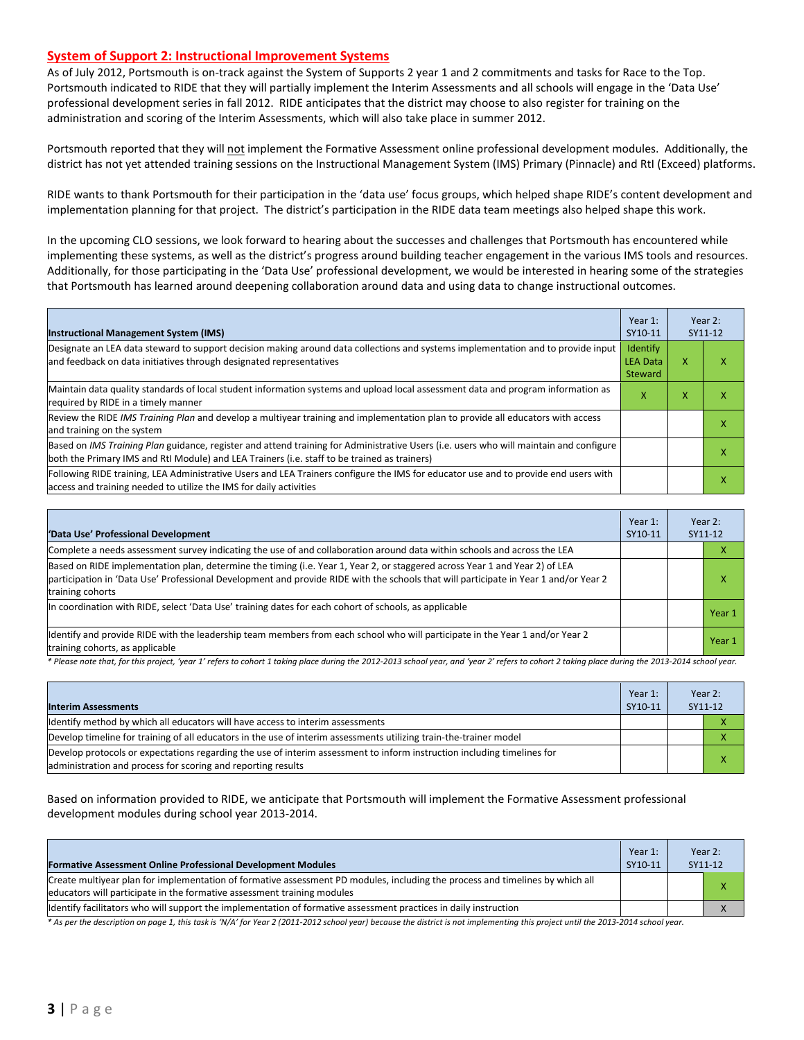## System of Support 2: Instructional Improvement Systems

As of July 2012, Portsmouth is on-track against the System of Supports 2 year 1 and 2 commitments and tasks for Race to the Top. Portsmouth indicated to RIDE that they will partially implement the Interim Assessments and all schools will engage in the 'Data Use' professional development series in fall 2012. RIDE anticipates that the district may choose to also register for training on the administration and scoring of the Interim Assessments, which will also take place in summer 2012.

Portsmouth reported that they will not implement the Formative Assessment online professional development modules. Additionally, the district has not yet attended training sessions on the Instructional Management System (IMS) Primary (Pinnacle) and RtI (Exceed) platforms.

RIDE wants to thank Portsmouth for their participation in the 'data use' focus groups, which helped shape RIDE's content development and implementation planning for that project. The district's participation in the RIDE data team meetings also helped shape this work.

In the upcoming CLO sessions, we look forward to hearing about the successes and challenges that Portsmouth has encountered while implementing these systems, as well as the district's progress around building teacher engagement in the various IMS tools and resources. Additionally, for those participating in the 'Data Use' professional development, we would be interested in hearing some of the strategies that Portsmouth has learned around deepening collaboration around data and using data to change instructional outcomes.

| Instructional Management System (IMS) | Year 1: SY10-11 | Year 2: SY11-12 | |
|---|---|---|---|
| Designate an LEA data steward to support decision making around data collections and systems implementation and to provide input and feedback on data initiatives through designated representatives | Identify LEA Data Steward | X | X |
| Maintain data quality standards of local student information systems and upload local assessment data and program information as required by RIDE in a timely manner | X | X | X |
| Review the RIDE *IMS Training Plan* and develop a multiyear training and implementation plan to provide all educators with access and training on the system | | | X |
| Based on *IMS Training Plan* guidance, register and attend training for Administrative Users (i.e. users who will maintain and configure both the Primary IMS and RtI Module) and LEA Trainers (i.e. staff to be trained as trainers) | | | X |
| Following RIDE training, LEA Administrative Users and LEA Trainers configure the IMS for educator use and to provide end users with access and training needed to utilize the IMS for daily activities | | | X |

| 'Data Use' Professional Development | Year 1: SY10-11 | Year 2: SY11-12 | |
|---|---|---|---|
| Complete a needs assessment survey indicating the use of and collaboration around data within schools and across the LEA | | | X |
| Based on RIDE implementation plan, determine the timing (i.e. Year 1, Year 2, or staggered across Year 1 and Year 2) of LEA participation in 'Data Use' Professional Development and provide RIDE with the schools that will participate in Year 1 and/or Year 2 training cohorts | | | X |
| In coordination with RIDE, select 'Data Use' training dates for each cohort of schools, as applicable | | | Year 1 |
| Identify and provide RIDE with the leadership team members from each school who will participate in the Year 1 and/or Year 2 training cohorts, as applicable | | | Year 1 |

*\* Please note that, for this project, 'year 1' refers to cohort 1 taking place during the 2012-2013 school year, and 'year 2' refers to cohort 2 taking place during the 2013-2014 school year.*

| Interim Assessments | Year 1: SY10-11 | Year 2: SY11-12 | |
|---|---|---|---|
| Identify method by which all educators will have access to interim assessments | | | X |
| Develop timeline for training of all educators in the use of interim assessments utilizing train-the-trainer model | | | X |
| Develop protocols or expectations regarding the use of interim assessment to inform instruction including timelines for administration and process for scoring and reporting results | | | X |

Based on information provided to RIDE, we anticipate that Portsmouth will implement the Formative Assessment professional development modules during school year 2013-2014.

| Formative Assessment Online Professional Development Modules | Year 1: SY10-11 | Year 2: SY11-12 | |
|---|---|---|---|
| Create multiyear plan for implementation of formative assessment PD modules, including the process and timelines by which all educators will participate in the formative assessment training modules | | | X |
| Identify facilitators who will support the implementation of formative assessment practices in daily instruction | | | X |

*\* As per the description on page 1, this task is 'N/A' for Year 2 (2011-2012 school year) because the district is not implementing this project until the 2013-2014 school year.*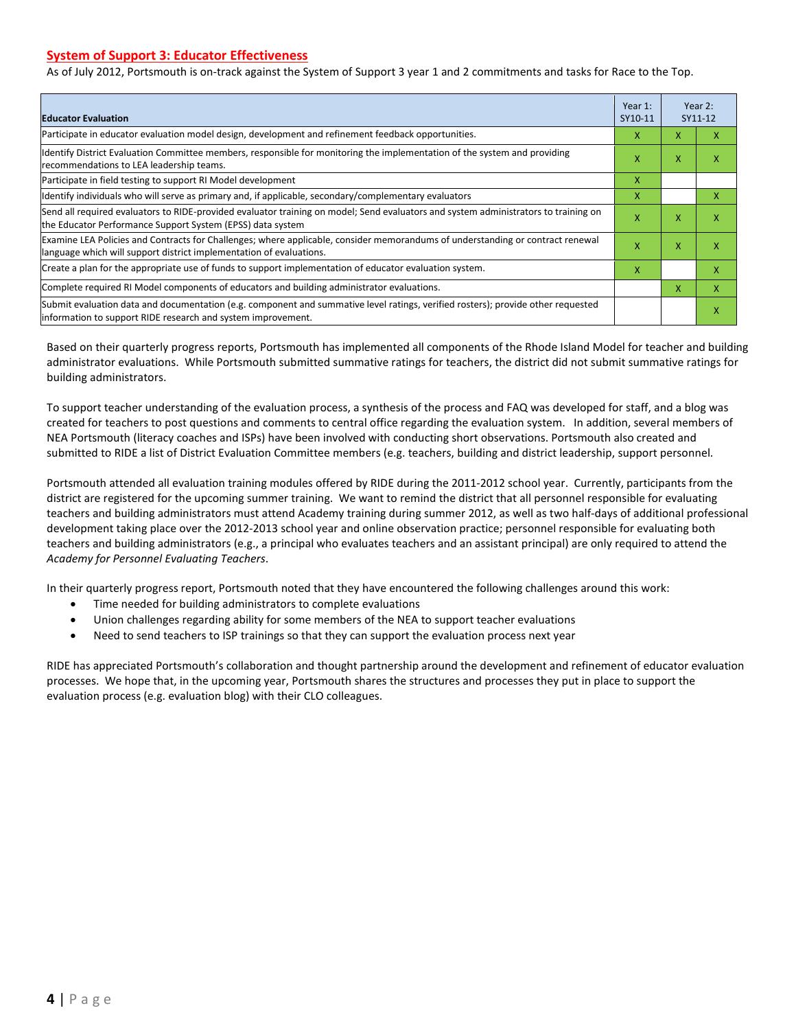## System of Support 3: Educator Effectiveness

As of July 2012, Portsmouth is on-track against the System of Support 3 year 1 and 2 commitments and tasks for Race to the Top.

| Educator Evaluation | Year 1: SY10-11 | Year 2: SY11-12 | |
|---|---|---|---|
| Participate in educator evaluation model design, development and refinement feedback opportunities. | X | X | X |
| Identify District Evaluation Committee members, responsible for monitoring the implementation of the system and providing recommendations to LEA leadership teams. | X | X | X |
| Participate in field testing to support RI Model development | X | | |
| Identify individuals who will serve as primary and, if applicable, secondary/complementary evaluators | X | | X |
| Send all required evaluators to RIDE-provided evaluator training on model; Send evaluators and system administrators to training on the Educator Performance Support System (EPSS) data system | X | X | X |
| Examine LEA Policies and Contracts for Challenges; where applicable, consider memorandums of understanding or contract renewal language which will support district implementation of evaluations. | X | X | X |
| Create a plan for the appropriate use of funds to support implementation of educator evaluation system. | X | | X |
| Complete required RI Model components of educators and building administrator evaluations. | | X | X |
| Submit evaluation data and documentation (e.g. component and summative level ratings, verified rosters); provide other requested information to support RIDE research and system improvement. | | | X |

Based on their quarterly progress reports, Portsmouth has implemented all components of the Rhode Island Model for teacher and building administrator evaluations. While Portsmouth submitted summative ratings for teachers, the district did not submit summative ratings for building administrators.

To support teacher understanding of the evaluation process, a synthesis of the process and FAQ was developed for staff, and a blog was created for teachers to post questions and comments to central office regarding the evaluation system. In addition, several members of NEA Portsmouth (literacy coaches and ISPs) have been involved with conducting short observations. Portsmouth also created and submitted to RIDE a list of District Evaluation Committee members (e.g. teachers, building and district leadership, support personnel.

Portsmouth attended all evaluation training modules offered by RIDE during the 2011-2012 school year. Currently, participants from the district are registered for the upcoming summer training. We want to remind the district that all personnel responsible for evaluating teachers and building administrators must attend Academy training during summer 2012, as well as two half-days of additional professional development taking place over the 2012-2013 school year and online observation practice; personnel responsible for evaluating both teachers and building administrators (e.g., a principal who evaluates teachers and an assistant principal) are only required to attend the *Academy for Personnel Evaluating Teachers*.

In their quarterly progress report, Portsmouth noted that they have encountered the following challenges around this work:

- Time needed for building administrators to complete evaluations
- Union challenges regarding ability for some members of the NEA to support teacher evaluations
- Need to send teachers to ISP trainings so that they can support the evaluation process next year

RIDE has appreciated Portsmouth's collaboration and thought partnership around the development and refinement of educator evaluation processes. We hope that, in the upcoming year, Portsmouth shares the structures and processes they put in place to support the evaluation process (e.g. evaluation blog) with their CLO colleagues.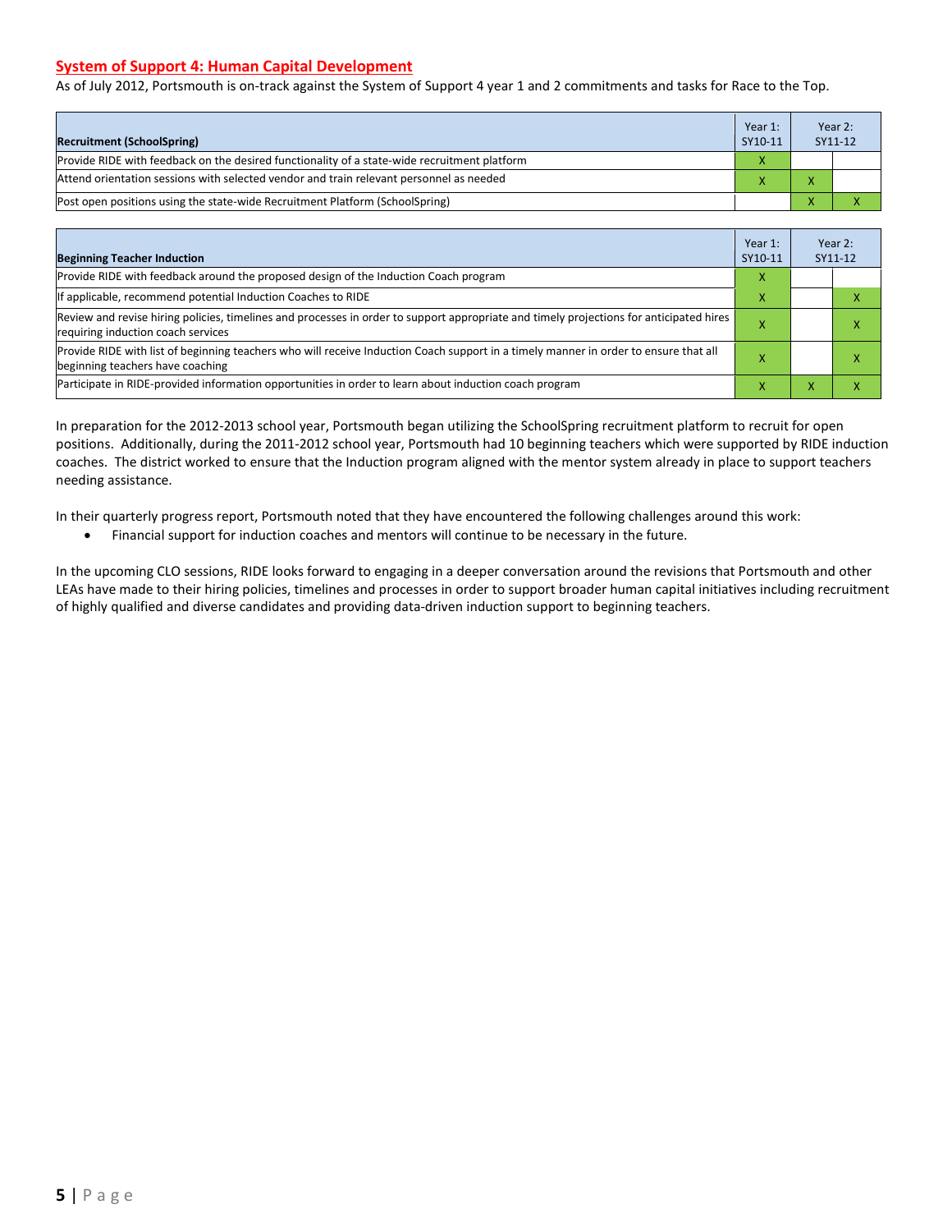## System of Support 4: Human Capital Development

As of July 2012, Portsmouth is on-track against the System of Support 4 year 1 and 2 commitments and tasks for Race to the Top.

| Recruitment (SchoolSpring) | Year 1: SY10-11 | Year 2: SY11-12 | |
|---|---|---|---|
| Provide RIDE with feedback on the desired functionality of a state-wide recruitment platform | X | | |
| Attend orientation sessions with selected vendor and train relevant personnel as needed | X | X | |
| Post open positions using the state-wide Recruitment Platform (SchoolSpring) | | X | X |

| Beginning Teacher Induction | Year 1: SY10-11 | Year 2: SY11-12 | |
|---|---|---|---|
| Provide RIDE with feedback around the proposed design of the Induction Coach program | X | | |
| If applicable, recommend potential Induction Coaches to RIDE | X | | X |
| Review and revise hiring policies, timelines and processes in order to support appropriate and timely projections for anticipated hires requiring induction coach services | X | | X |
| Provide RIDE with list of beginning teachers who will receive Induction Coach support in a timely manner in order to ensure that all beginning teachers have coaching | X | | X |
| Participate in RIDE-provided information opportunities in order to learn about induction coach program | X | X | X |

In preparation for the 2012-2013 school year, Portsmouth began utilizing the SchoolSpring recruitment platform to recruit for open positions. Additionally, during the 2011-2012 school year, Portsmouth had 10 beginning teachers which were supported by RIDE induction coaches. The district worked to ensure that the Induction program aligned with the mentor system already in place to support teachers needing assistance.

In their quarterly progress report, Portsmouth noted that they have encountered the following challenges around this work:

- Financial support for induction coaches and mentors will continue to be necessary in the future.

In the upcoming CLO sessions, RIDE looks forward to engaging in a deeper conversation around the revisions that Portsmouth and other LEAs have made to their hiring policies, timelines and processes in order to support broader human capital initiatives including recruitment of highly qualified and diverse candidates and providing data-driven induction support to beginning teachers.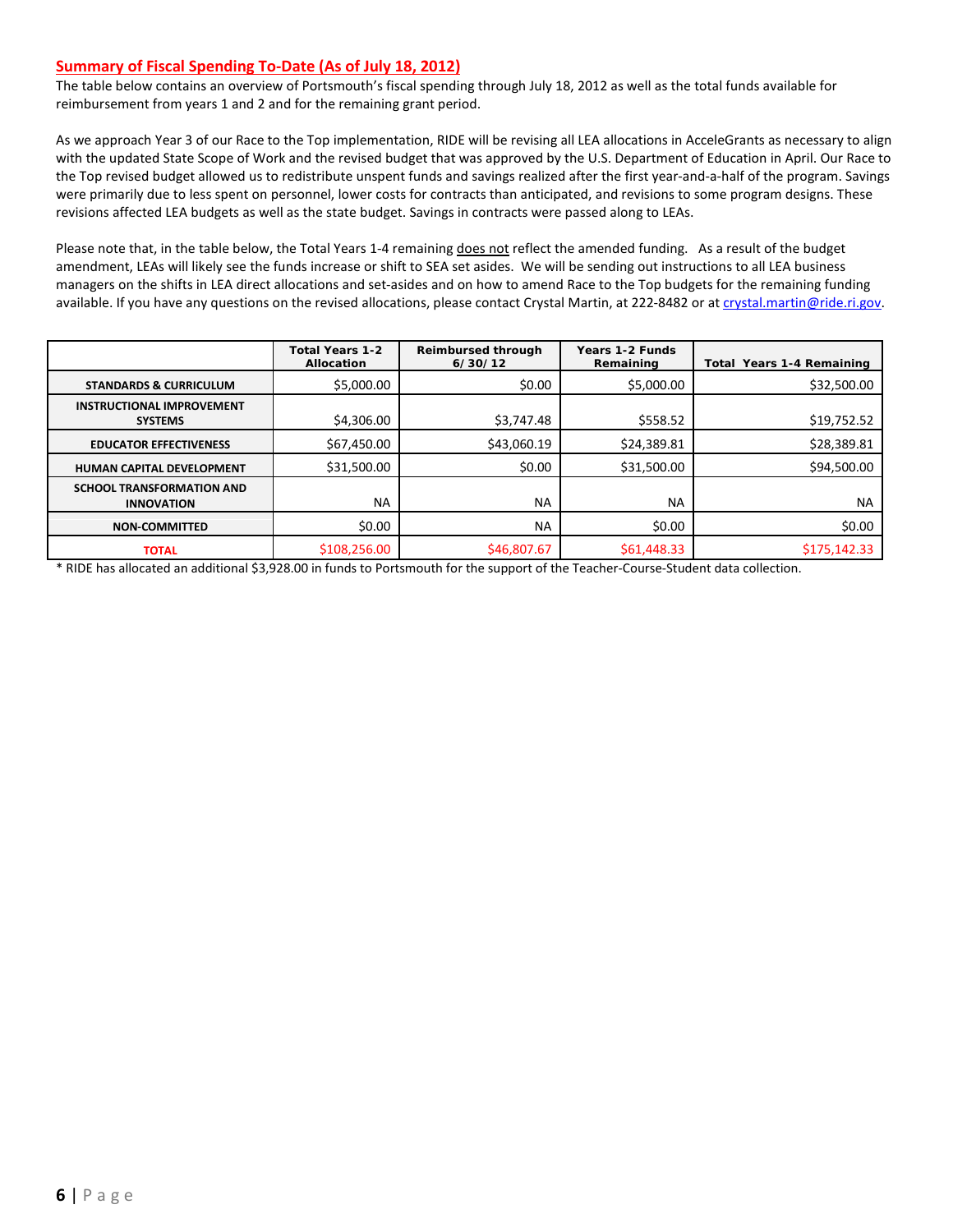## Summary of Fiscal Spending To-Date (As of July 18, 2012)

The table below contains an overview of Portsmouth's fiscal spending through July 18, 2012 as well as the total funds available for reimbursement from years 1 and 2 and for the remaining grant period.

As we approach Year 3 of our Race to the Top implementation, RIDE will be revising all LEA allocations in AcceleGrants as necessary to align with the updated State Scope of Work and the revised budget that was approved by the U.S. Department of Education in April. Our Race to the Top revised budget allowed us to redistribute unspent funds and savings realized after the first year-and-a-half of the program. Savings were primarily due to less spent on personnel, lower costs for contracts than anticipated, and revisions to some program designs. These revisions affected LEA budgets as well as the state budget. Savings in contracts were passed along to LEAs.

Please note that, in the table below, the Total Years 1-4 remaining does not reflect the amended funding. As a result of the budget amendment, LEAs will likely see the funds increase or shift to SEA set asides. We will be sending out instructions to all LEA business managers on the shifts in LEA direct allocations and set-asides and on how to amend Race to the Top budgets for the remaining funding available. If you have any questions on the revised allocations, please contact Crystal Martin, at 222-8482 or at crystal.martin@ride.ri.gov.

| | Total Years 1-2 Allocation | Reimbursed through 6/30/12 | Years 1-2 Funds Remaining | Total Years 1-4 Remaining |
|---|---|---|---|---|
| STANDARDS & CURRICULUM | $5,000.00 | $0.00 | $5,000.00 | $32,500.00 |
| INSTRUCTIONAL IMPROVEMENT SYSTEMS | $4,306.00 | $3,747.48 | $558.52 | $19,752.52 |
| EDUCATOR EFFECTIVENESS | $67,450.00 | $43,060.19 | $24,389.81 | $28,389.81 |
| HUMAN CAPITAL DEVELOPMENT | $31,500.00 | $0.00 | $31,500.00 | $94,500.00 |
| SCHOOL TRANSFORMATION AND INNOVATION | NA | NA | NA | NA |
| NON-COMMITTED | $0.00 | NA | $0.00 | $0.00 |
| **TOTAL** | $108,256.00 | $46,807.67 | $61,448.33 | $175,142.33 |

* RIDE has allocated an additional $3,928.00 in funds to Portsmouth for the support of the Teacher-Course-Student data collection.